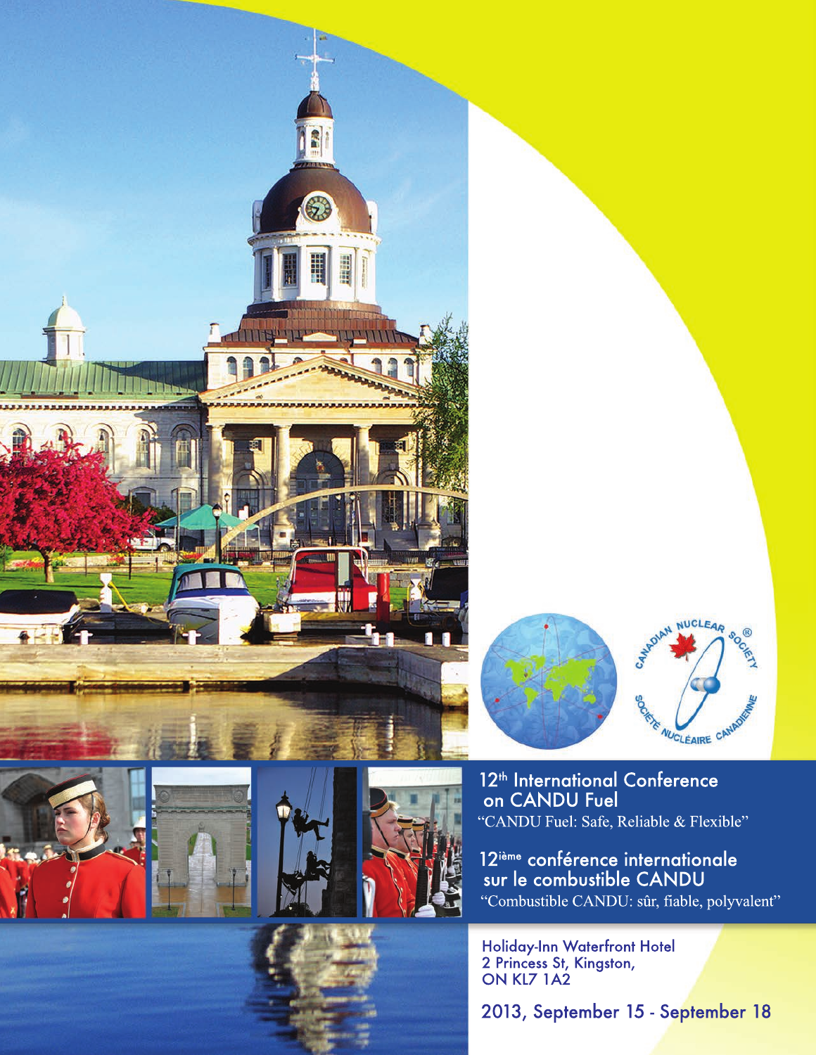# 12th International Conference on CANDU Fuel

"CANDU Fuel: Safe, Reliable & Flexible"

# 12ième conférence internationale sur le combustible CANDU

"Combustible CANDU: sûr, fiable, polyvalent"

Holiday-Inn Waterfront Hotel
2 Princess St, Kingston,
ON KL7 1A2

2013, September 15 - September 18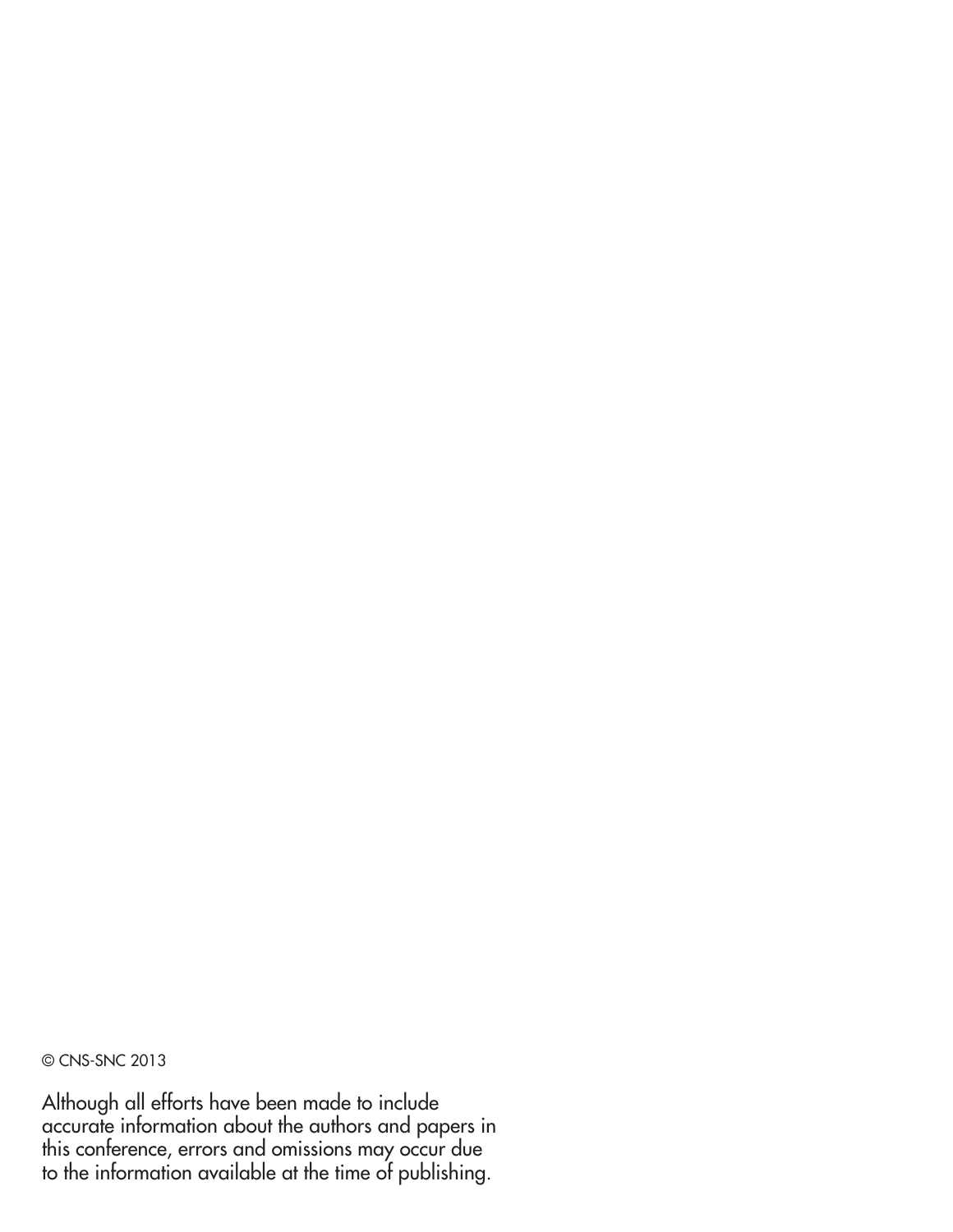© CNS-SNC 2013

Although all efforts have been made to include accurate information about the authors and papers in this conference, errors and omissions may occur due to the information available at the time of publishing.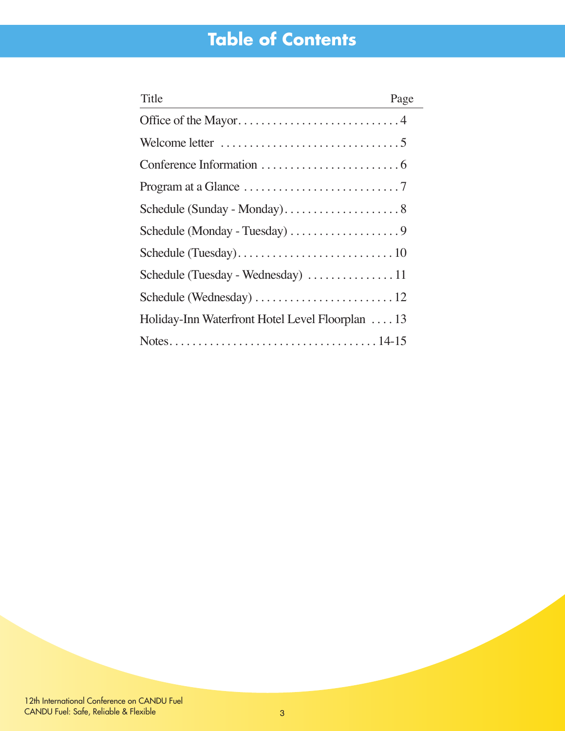# Table of Contents

| Title | Page |
| --- | --- |
| Office of the Mayor | 4 |
| Welcome letter | 5 |
| Conference Information | 6 |
| Program at a Glance | 7 |
| Schedule (Sunday - Monday) | 8 |
| Schedule (Monday - Tuesday) | 9 |
| Schedule (Tuesday) | 10 |
| Schedule (Tuesday - Wednesday) | 11 |
| Schedule (Wednesday) | 12 |
| Holiday-Inn Waterfront Hotel Level Floorplan | 13 |
| Notes | 14-15 |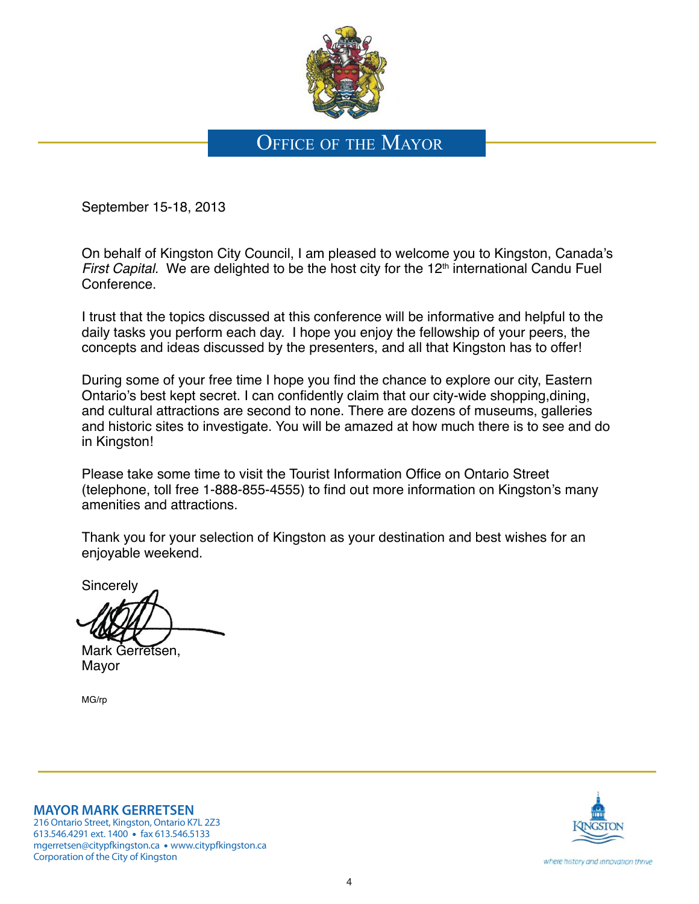# Office of the Mayor

September 15-18, 2013

On behalf of Kingston City Council, I am pleased to welcome you to Kingston, Canada's *First Capital.* We are delighted to be the host city for the 12th international Candu Fuel Conference.

I trust that the topics discussed at this conference will be informative and helpful to the daily tasks you perform each day. I hope you enjoy the fellowship of your peers, the concepts and ideas discussed by the presenters, and all that Kingston has to offer!

During some of your free time I hope you find the chance to explore our city, Eastern Ontario's best kept secret. I can confidently claim that our city-wide shopping,dining, and cultural attractions are second to none. There are dozens of museums, galleries and historic sites to investigate. You will be amazed at how much there is to see and do in Kingston!

Please take some time to visit the Tourist Information Office on Ontario Street (telephone, toll free 1-888-855-4555) to find out more information on Kingston's many amenities and attractions.

Thank you for your selection of Kingston as your destination and best wishes for an enjoyable weekend.

Sincerely

Mark Gerretsen,
Mayor

MG/rp

**MAYOR MARK GERRETSEN**
216 Ontario Street, Kingston, Ontario K7L 2Z3
613.546.4291 ext. 1400 • fax 613.546.5133
mgerretsen@citypfkingston.ca • www.citypfkingston.ca
Corporation of the City of Kingston

KINGSTON
where history and innovation thrive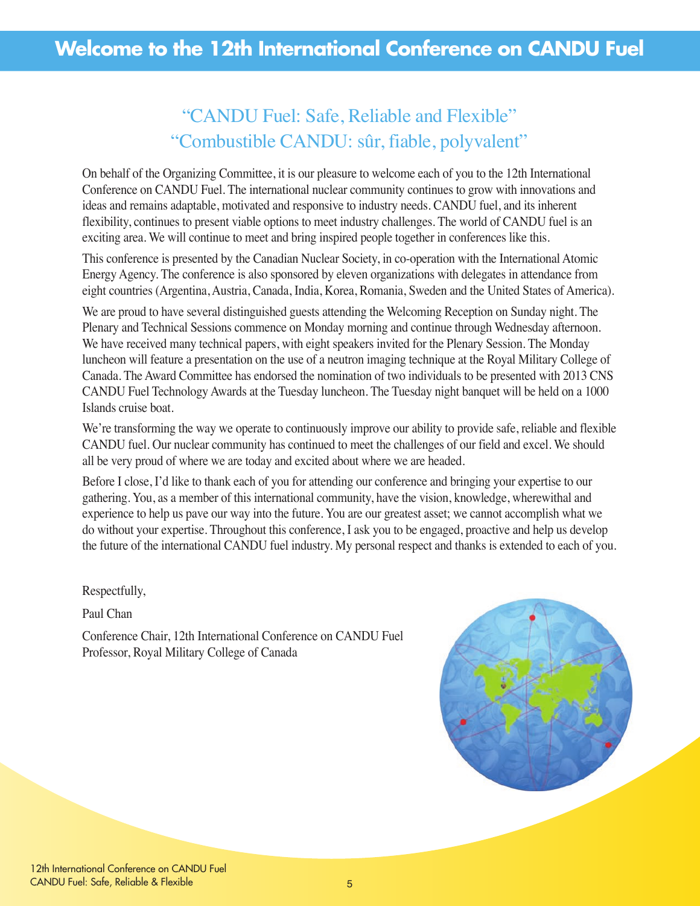# Welcome to the 12th International Conference on CANDU Fuel

## "CANDU Fuel: Safe, Reliable and Flexible"
## "Combustible CANDU: sûr, fiable, polyvalent"

On behalf of the Organizing Committee, it is our pleasure to welcome each of you to the 12th International Conference on CANDU Fuel. The international nuclear community continues to grow with innovations and ideas and remains adaptable, motivated and responsive to industry needs. CANDU fuel, and its inherent flexibility, continues to present viable options to meet industry challenges. The world of CANDU fuel is an exciting area. We will continue to meet and bring inspired people together in conferences like this.

This conference is presented by the Canadian Nuclear Society, in co-operation with the International Atomic Energy Agency. The conference is also sponsored by eleven organizations with delegates in attendance from eight countries (Argentina, Austria, Canada, India, Korea, Romania, Sweden and the United States of America).

We are proud to have several distinguished guests attending the Welcoming Reception on Sunday night. The Plenary and Technical Sessions commence on Monday morning and continue through Wednesday afternoon. We have received many technical papers, with eight speakers invited for the Plenary Session. The Monday luncheon will feature a presentation on the use of a neutron imaging technique at the Royal Military College of Canada. The Award Committee has endorsed the nomination of two individuals to be presented with 2013 CNS CANDU Fuel Technology Awards at the Tuesday luncheon. The Tuesday night banquet will be held on a 1000 Islands cruise boat.

We're transforming the way we operate to continuously improve our ability to provide safe, reliable and flexible CANDU fuel. Our nuclear community has continued to meet the challenges of our field and excel. We should all be very proud of where we are today and excited about where we are headed.

Before I close, I'd like to thank each of you for attending our conference and bringing your expertise to our gathering. You, as a member of this international community, have the vision, knowledge, wherewithal and experience to help us pave our way into the future. You are our greatest asset; we cannot accomplish what we do without your expertise. Throughout this conference, I ask you to be engaged, proactive and help us develop the future of the international CANDU fuel industry. My personal respect and thanks is extended to each of you.

Respectfully,

Paul Chan

Conference Chair, 12th International Conference on CANDU Fuel
Professor, Royal Military College of Canada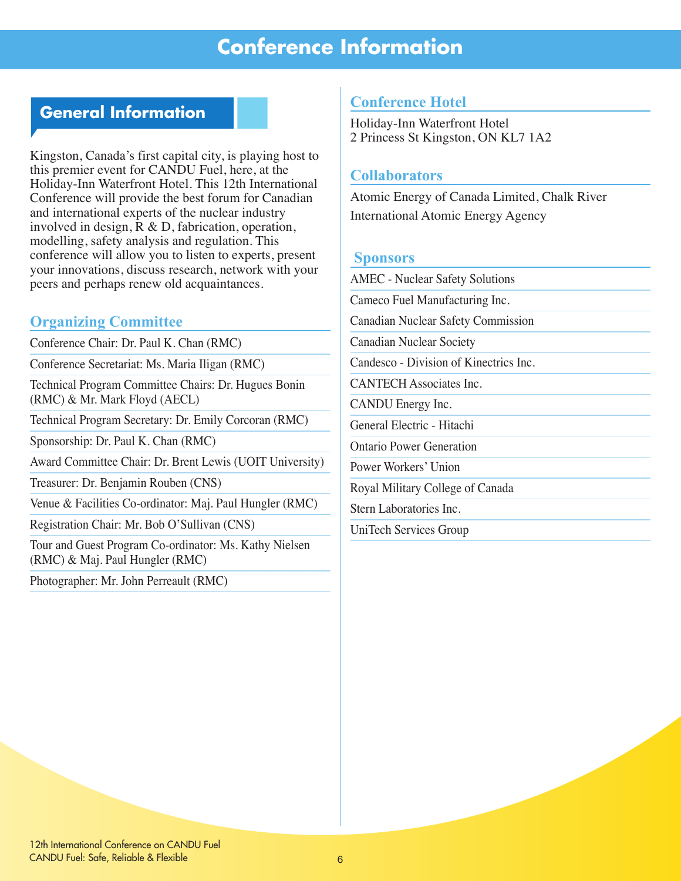# Conference Information

## General Information

Kingston, Canada's first capital city, is playing host to this premier event for CANDU Fuel, here, at the Holiday-Inn Waterfront Hotel. This 12th International Conference will provide the best forum for Canadian and international experts of the nuclear industry involved in design, R & D, fabrication, operation, modelling, safety analysis and regulation. This conference will allow you to listen to experts, present your innovations, discuss research, network with your peers and perhaps renew old acquaintances.

### Organizing Committee

- Conference Chair: Dr. Paul K. Chan (RMC)
- Conference Secretariat: Ms. Maria Iligan (RMC)
- Technical Program Committee Chairs: Dr. Hugues Bonin (RMC) & Mr. Mark Floyd (AECL)
- Technical Program Secretary: Dr. Emily Corcoran (RMC)
- Sponsorship: Dr. Paul K. Chan (RMC)
- Award Committee Chair: Dr. Brent Lewis (UOIT University)
- Treasurer: Dr. Benjamin Rouben (CNS)
- Venue & Facilities Co-ordinator: Maj. Paul Hungler (RMC)
- Registration Chair: Mr. Bob O'Sullivan (CNS)
- Tour and Guest Program Co-ordinator: Ms. Kathy Nielsen (RMC) & Maj. Paul Hungler (RMC)
- Photographer: Mr. John Perreault (RMC)

### Conference Hotel

Holiday-Inn Waterfront Hotel
2 Princess St Kingston, ON KL7 1A2

### Collaborators

Atomic Energy of Canada Limited, Chalk River
International Atomic Energy Agency

### Sponsors

- AMEC - Nuclear Safety Solutions
- Cameco Fuel Manufacturing Inc.
- Canadian Nuclear Safety Commission
- Canadian Nuclear Society
- Candesco - Division of Kinectrics Inc.
- CANTECH Associates Inc.
- CANDU Energy Inc.
- General Electric - Hitachi
- Ontario Power Generation
- Power Workers' Union
- Royal Military College of Canada
- Stern Laboratories Inc.
- UniTech Services Group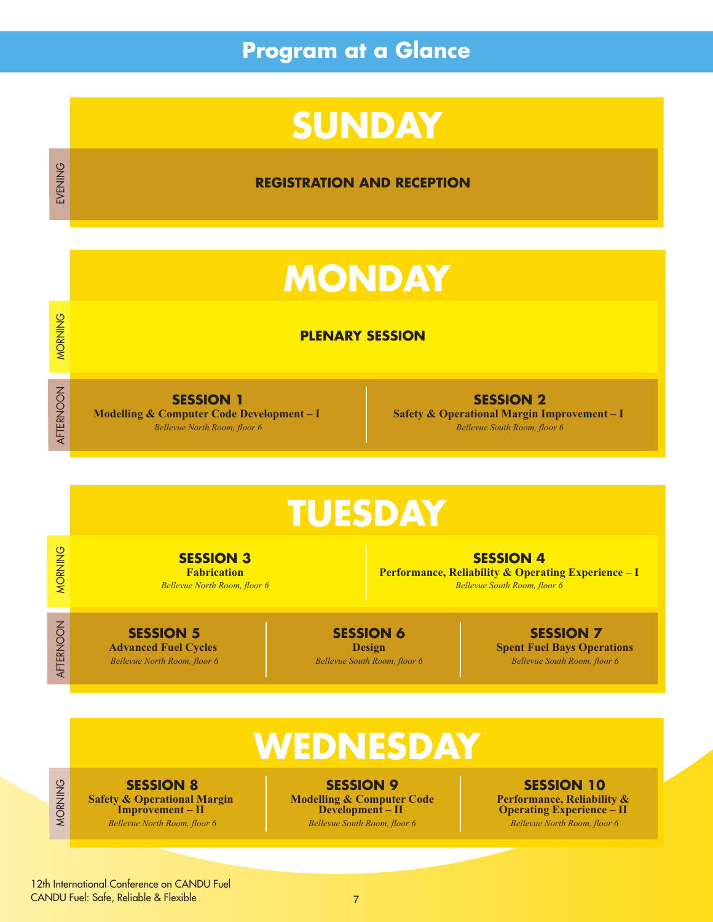# Program at a Glance

## SUNDAY

**EVENING**

**REGISTRATION AND RECEPTION**

## MONDAY

**MORNING**

**PLENARY SESSION**

**AFTERNOON**

**SESSION 1**
**Modelling & Computer Code Development – I**
*Bellevue North Room, floor 6*

**SESSION 2**
**Safety & Operational Margin Improvement – I**
*Bellevue South Room, floor 6*

## TUESDAY

**MORNING**

**SESSION 3**
**Fabrication**
*Bellevue North Room, floor 6*

**SESSION 4**
**Performance, Reliability & Operating Experience – I**
*Bellevue South Room, floor 6*

**AFTERNOON**

**SESSION 5**
**Advanced Fuel Cycles**
*Bellevue North Room, floor 6*

**SESSION 6**
**Design**
*Bellevue South Room, floor 6*

**SESSION 7**
**Spent Fuel Bays Operations**
*Bellevue South Room, floor 6*

## WEDNESDAY

**MORNING**

**SESSION 8**
**Safety & Operational Margin Improvement – II**
*Bellevue North Room, floor 6*

**SESSION 9**
**Modelling & Computer Code Development – II**
*Bellevue South Room, floor 6*

**SESSION 10**
**Performance, Reliability & Operating Experience – II**
*Bellevue North Room, floor 6*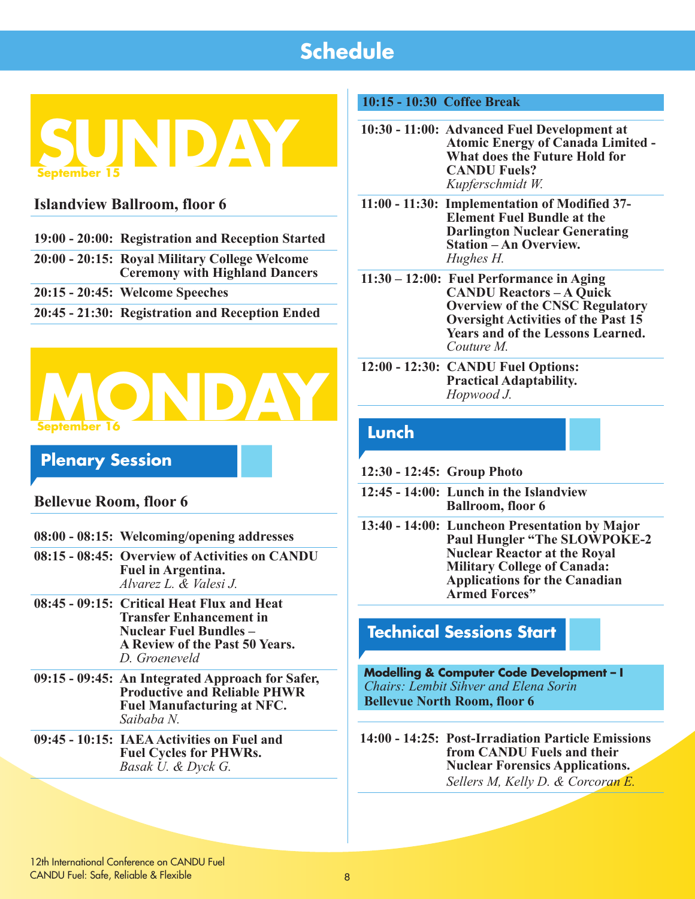# Schedule

## SUNDAY

September 15

### Islandview Ballroom, floor 6

| | |
|---|---|
| **19:00 - 20:00:** | **Registration and Reception Started** |
| **20:00 - 20:15:** | **Royal Military College Welcome Ceremony with Highland Dancers** |
| **20:15 - 20:45:** | **Welcome Speeches** |
| **20:45 - 21:30:** | **Registration and Reception Ended** |

## MONDAY

September 16

### Plenary Session

### Bellevue Room, floor 6

| | |
|---|---|
| **08:00 - 08:15:** | **Welcoming/opening addresses** |
| **08:15 - 08:45:** | **Overview of Activities on CANDU Fuel in Argentina.** *Alvarez L. & Valesi J.* |
| **08:45 - 09:15:** | **Critical Heat Flux and Heat Transfer Enhancement in Nuclear Fuel Bundles – A Review of the Past 50 Years.** *D. Groeneveld* |
| **09:15 - 09:45:** | **An Integrated Approach for Safer, Productive and Reliable PHWR Fuel Manufacturing at NFC.** *Saibaba N.* |
| **09:45 - 10:15:** | **IAEA Activities on Fuel and Fuel Cycles for PHWRs.** *Basak U. & Dyck G.* |
| **10:15 - 10:30** | **Coffee Break** |
| **10:30 - 11:00:** | **Advanced Fuel Development at Atomic Energy of Canada Limited - What does the Future Hold for CANDU Fuels?** *Kupferschmidt W.* |
| **11:00 - 11:30:** | **Implementation of Modified 37-Element Fuel Bundle at the Darlington Nuclear Generating Station – An Overview.** *Hughes H.* |
| **11:30 – 12:00:** | **Fuel Performance in Aging CANDU Reactors – A Quick Overview of the CNSC Regulatory Oversight Activities of the Past 15 Years and of the Lessons Learned.** *Couture M.* |
| **12:00 - 12:30:** | **CANDU Fuel Options: Practical Adaptability.** *Hopwood J.* |

### Lunch

| | |
|---|---|
| **12:30 - 12:45:** | **Group Photo** |
| **12:45 - 14:00:** | **Lunch in the Islandview Ballroom, floor 6** |
| **13:40 - 14:00:** | **Luncheon Presentation by Major Paul Hungler "The SLOWPOKE-2 Nuclear Reactor at the Royal Military College of Canada: Applications for the Canadian Armed Forces"** |

### Technical Sessions Start

**Modelling & Computer Code Development – I**
*Chairs: Lembit Sihver and Elena Sorin*
**Bellevue North Room, floor 6**

| | |
|---|---|
| **14:00 - 14:25:** | **Post-Irradiation Particle Emissions from CANDU Fuels and their Nuclear Forensics Applications.** *Sellers M, Kelly D. & Corcoran E.* |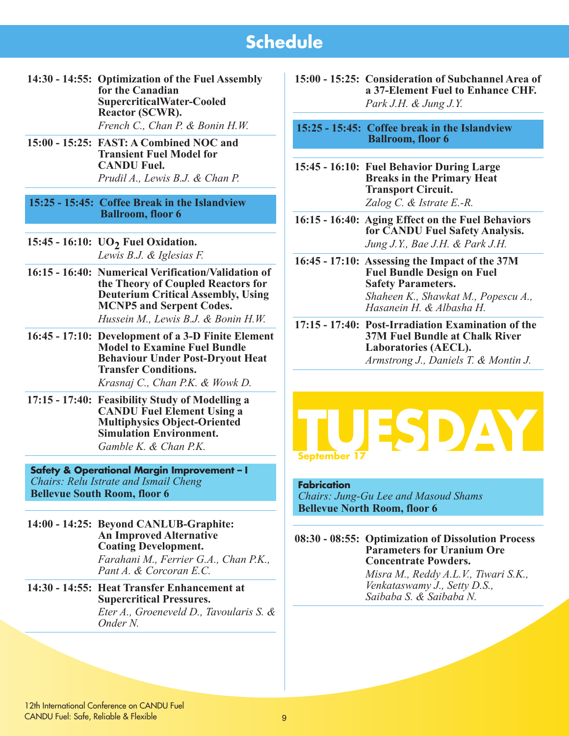# Schedule

**14:30 - 14:55: Optimization of the Fuel Assembly for the Canadian SupercriticalWater-Cooled Reactor (SCWR).**
*French C., Chan P. & Bonin H.W.*

**15:00 - 15:25: FAST: A Combined NOC and Transient Fuel Model for CANDU Fuel.**
*Prudil A., Lewis B.J. & Chan P.*

**15:25 - 15:45: Coffee Break in the Islandview Ballroom, floor 6**

**15:45 - 16:10: $UO_2$ Fuel Oxidation.**
*Lewis B.J. & Iglesias F.*

**16:15 - 16:40: Numerical Verification/Validation of the Theory of Coupled Reactors for Deuterium Critical Assembly, Using MCNP5 and Serpent Codes.**
*Hussein M., Lewis B.J. & Bonin H.W.*

**16:45 - 17:10: Development of a 3-D Finite Element Model to Examine Fuel Bundle Behaviour Under Post-Dryout Heat Transfer Conditions.**
*Krasnaj C., Chan P.K. & Wowk D.*

**17:15 - 17:40: Feasibility Study of Modelling a CANDU Fuel Element Using a Multiphysics Object-Oriented Simulation Environment.**
*Gamble K. & Chan P.K.*

### Safety & Operational Margin Improvement – I
*Chairs: Relu Istrate and Ismail Cheng*
**Bellevue South Room, floor 6**

**14:00 - 14:25: Beyond CANLUB-Graphite: An Improved Alternative Coating Development.**
*Farahani M., Ferrier G.A., Chan P.K., Pant A. & Corcoran E.C.*

**14:30 - 14:55: Heat Transfer Enhancement at Supercritical Pressures.**
*Eter A., Groeneveld D., Tavoularis S. & Onder N.*

**15:00 - 15:25: Consideration of Subchannel Area of a 37-Element Fuel to Enhance CHF.**
*Park J.H. & Jung J.Y.*

**15:25 - 15:45: Coffee break in the Islandview Ballroom, floor 6**

**15:45 - 16:10: Fuel Behavior During Large Breaks in the Primary Heat Transport Circuit.**
*Zalog C. & Istrate E.-R.*

**16:15 - 16:40: Aging Effect on the Fuel Behaviors for CANDU Fuel Safety Analysis.**
*Jung J.Y., Bae J.H. & Park J.H.*

**16:45 - 17:10: Assessing the Impact of the 37M Fuel Bundle Design on Fuel Safety Parameters.**
*Shaheen K., Shawkat M., Popescu A., Hasanein H. & Albasha H.*

**17:15 - 17:40: Post-Irradiation Examination of the 37M Fuel Bundle at Chalk River Laboratories (AECL).**
*Armstrong J., Daniels T. & Montin J.*

## TUESDAY
**September 17**

### Fabrication
*Chairs: Jung-Gu Lee and Masoud Shams*
**Bellevue North Room, floor 6**

**08:30 - 08:55: Optimization of Dissolution Process Parameters for Uranium Ore Concentrate Powders.**
*Misra M., Reddy A.L.V., Tiwari S.K., Venkataswamy J., Setty D.S., Saibaba S. & Saibaba N.*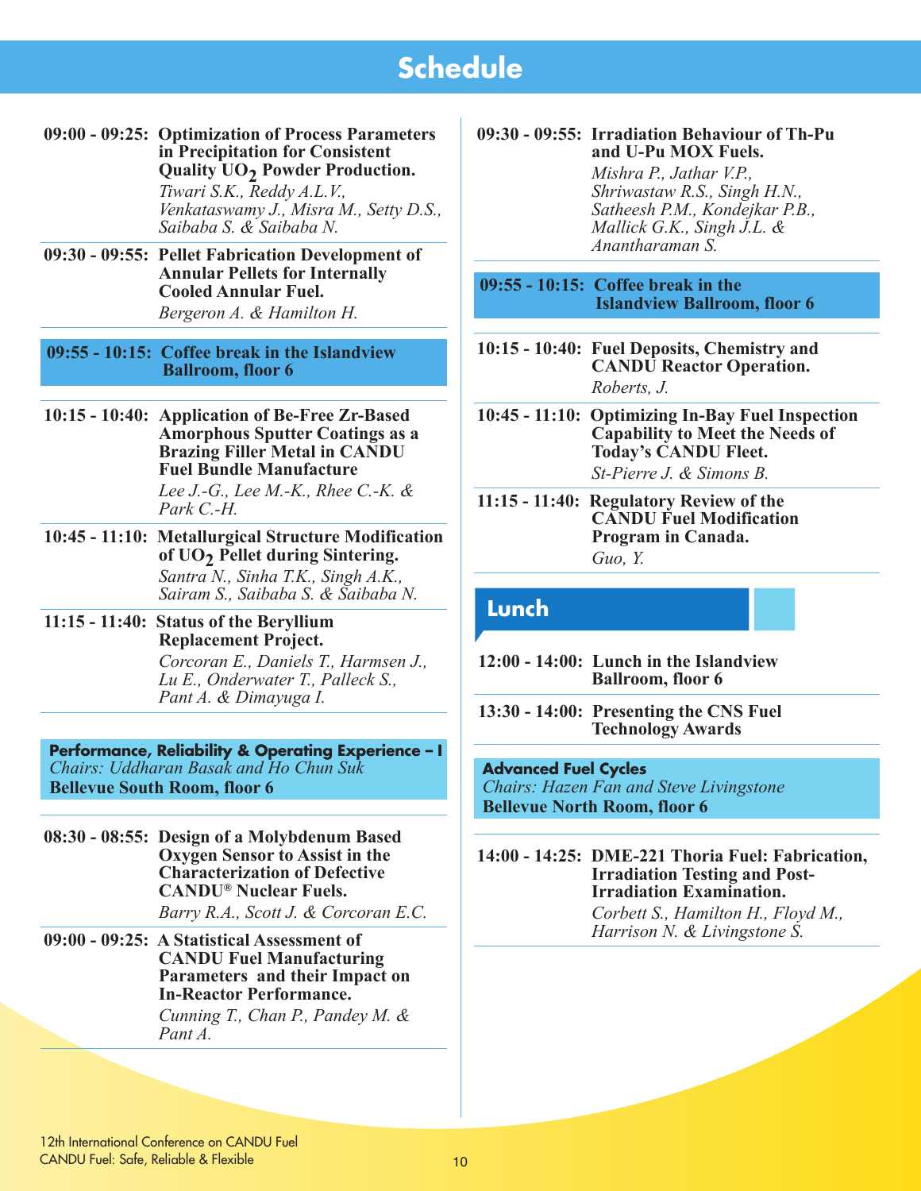# Schedule

**09:00 - 09:25: Optimization of Process Parameters in Precipitation for Consistent Quality $UO_2$ Powder Production.**
*Tiwari S.K., Reddy A.L.V., Venkataswamy J., Misra M., Setty D.S., Saibaba S. & Saibaba N.*

**09:30 - 09:55: Pellet Fabrication Development of Annular Pellets for Internally Cooled Annular Fuel.**
*Bergeron A. & Hamilton H.*

**09:55 - 10:15: Coffee break in the Islandview Ballroom, floor 6**

**10:15 - 10:40: Application of Be-Free Zr-Based Amorphous Sputter Coatings as a Brazing Filler Metal in CANDU Fuel Bundle Manufacture**
*Lee J.-G., Lee M.-K., Rhee C.-K. & Park C.-H.*

**10:45 - 11:10: Metallurgical Structure Modification of $UO_2$ Pellet during Sintering.**
*Santra N., Sinha T.K., Singh A.K., Sairam S., Saibaba S. & Saibaba N.*

**11:15 - 11:40: Status of the Beryllium Replacement Project.**
*Corcoran E., Daniels T., Harmsen J., Lu E., Onderwater T., Palleck S., Pant A. & Dimayuga I.*

## Performance, Reliability & Operating Experience – I

*Chairs: Uddharan Basak and Ho Chun Suk*
**Bellevue South Room, floor 6**

**08:30 - 08:55: Design of a Molybdenum Based Oxygen Sensor to Assist in the Characterization of Defective CANDU® Nuclear Fuels.**
*Barry R.A., Scott J. & Corcoran E.C.*

**09:00 - 09:25: A Statistical Assessment of CANDU Fuel Manufacturing Parameters and their Impact on In-Reactor Performance.**
*Cunning T., Chan P., Pandey M. & Pant A.*

**09:30 - 09:55: Irradiation Behaviour of Th-Pu and U-Pu MOX Fuels.**
*Mishra P., Jathar V.P., Shriwastaw R.S., Singh H.N., Satheesh P.M., Kondejkar P.B., Mallick G.K., Singh J.L. & Anantharaman S.*

**09:55 - 10:15: Coffee break in the Islandview Ballroom, floor 6**

**10:15 - 10:40: Fuel Deposits, Chemistry and CANDU Reactor Operation.**
*Roberts, J.*

**10:45 - 11:10: Optimizing In-Bay Fuel Inspection Capability to Meet the Needs of Today's CANDU Fleet.**
*St-Pierre J. & Simons B.*

**11:15 - 11:40: Regulatory Review of the CANDU Fuel Modification Program in Canada.**
*Guo, Y.*

## Lunch

**12:00 - 14:00: Lunch in the Islandview Ballroom, floor 6**

**13:30 - 14:00: Presenting the CNS Fuel Technology Awards**

## Advanced Fuel Cycles

*Chairs: Hazen Fan and Steve Livingstone*
**Bellevue North Room, floor 6**

**14:00 - 14:25: DME-221 Thoria Fuel: Fabrication, Irradiation Testing and Post-Irradiation Examination.**
*Corbett S., Hamilton H., Floyd M., Harrison N. & Livingstone S.*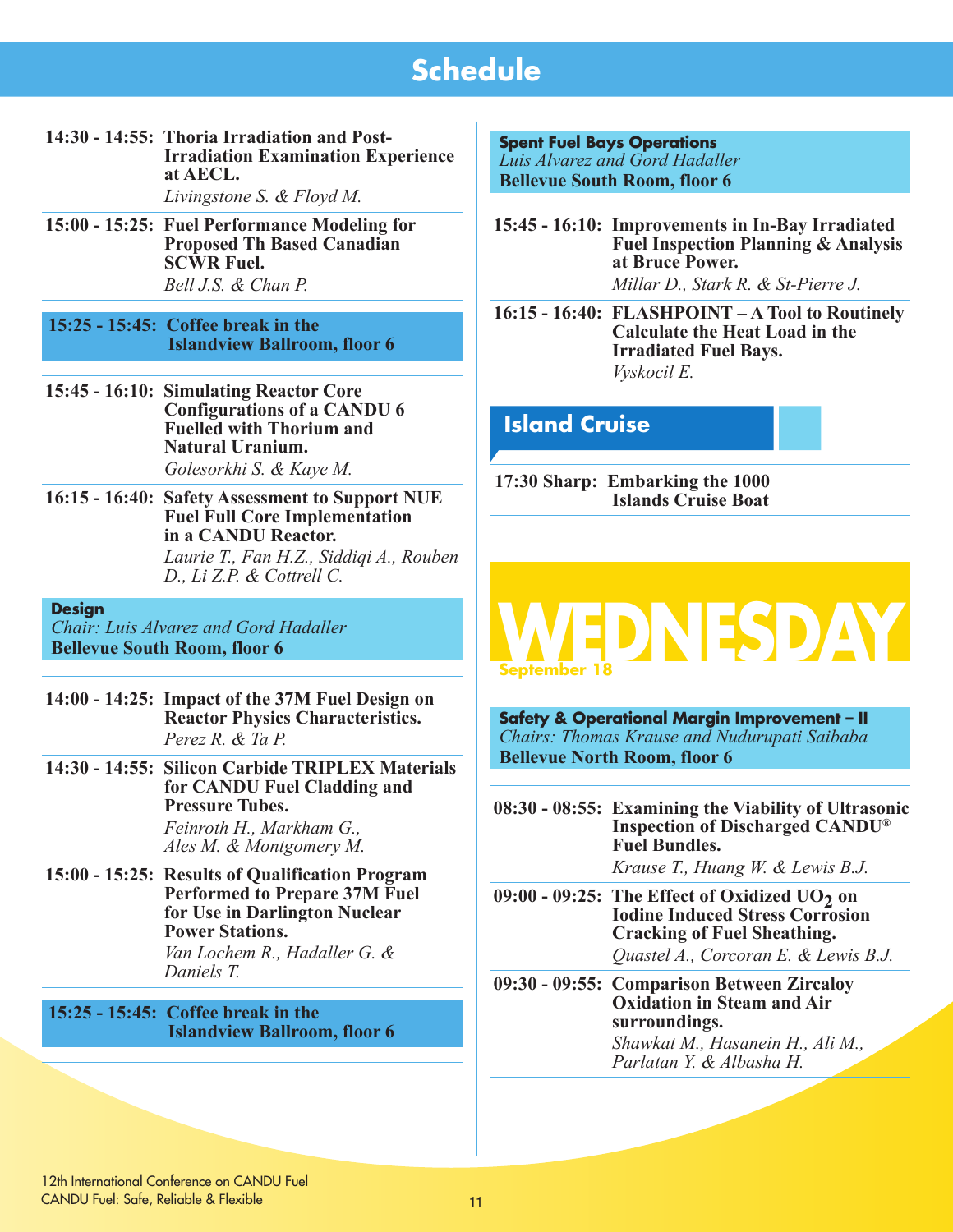## Schedule

**14:30 - 14:55: Thoria Irradiation and Post-Irradiation Examination Experience at AECL.**
*Livingstone S. & Floyd M.*

**15:00 - 15:25: Fuel Performance Modeling for Proposed Th Based Canadian SCWR Fuel.**
*Bell J.S. & Chan P.*

**15:25 - 15:45: Coffee break in the Islandview Ballroom, floor 6**

**15:45 - 16:10: Simulating Reactor Core Configurations of a CANDU 6 Fuelled with Thorium and Natural Uranium.**
*Golesorkhi S. & Kaye M.*

**16:15 - 16:40: Safety Assessment to Support NUE Fuel Full Core Implementation in a CANDU Reactor.**
*Laurie T., Fan H.Z., Siddiqi A., Rouben D., Li Z.P. & Cottrell C.*

### Design
*Chair: Luis Alvarez and Gord Hadaller*
**Bellevue South Room, floor 6**

**14:00 - 14:25: Impact of the 37M Fuel Design on Reactor Physics Characteristics.**
*Perez R. & Ta P.*

**14:30 - 14:55: Silicon Carbide TRIPLEX Materials for CANDU Fuel Cladding and Pressure Tubes.**
*Feinroth H., Markham G., Ales M. & Montgomery M.*

**15:00 - 15:25: Results of Qualification Program Performed to Prepare 37M Fuel for Use in Darlington Nuclear Power Stations.**
*Van Lochem R., Hadaller G. & Daniels T.*

**15:25 - 15:45: Coffee break in the Islandview Ballroom, floor 6**

### Spent Fuel Bays Operations
*Luis Alvarez and Gord Hadaller*
**Bellevue South Room, floor 6**

**15:45 - 16:10: Improvements in In-Bay Irradiated Fuel Inspection Planning & Analysis at Bruce Power.**
*Millar D., Stark R. & St-Pierre J.*

**16:15 - 16:40: FLASHPOINT – A Tool to Routinely Calculate the Heat Load in the Irradiated Fuel Bays.**
*Vyskocil E.*

## Island Cruise

**17:30 Sharp: Embarking the 1000 Islands Cruise Boat**

# WEDNESDAY
**September 18**

### Safety & Operational Margin Improvement – II
*Chairs: Thomas Krause and Nudurupati Saibaba*
**Bellevue North Room, floor 6**

**08:30 - 08:55: Examining the Viability of Ultrasonic Inspection of Discharged CANDU® Fuel Bundles.**
*Krause T., Huang W. & Lewis B.J.*

**09:00 - 09:25: The Effect of Oxidized $UO_2$ on Iodine Induced Stress Corrosion Cracking of Fuel Sheathing.**
*Quastel A., Corcoran E. & Lewis B.J.*

**09:30 - 09:55: Comparison Between Zircaloy Oxidation in Steam and Air surroundings.**
*Shawkat M., Hasanein H., Ali M., Parlatan Y. & Albasha H.*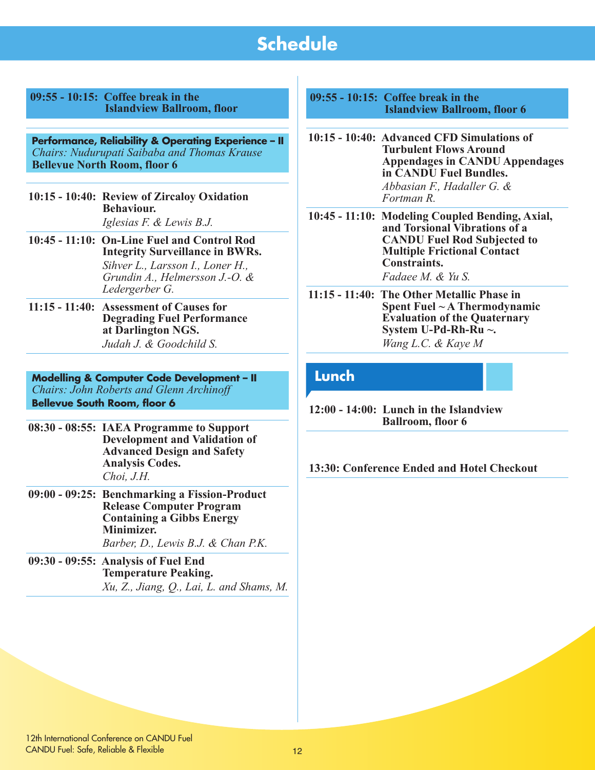# Schedule

**09:55 - 10:15: Coffee break in the Islandview Ballroom, floor**

**Performance, Reliability & Operating Experience – II**
*Chairs: Nudurupati Saibaba and Thomas Krause*
**Bellevue North Room, floor 6**

**10:15 - 10:40: Review of Zircaloy Oxidation Behaviour.**
*Iglesias F. & Lewis B.J.*

**10:45 - 11:10: On-Line Fuel and Control Rod Integrity Surveillance in BWRs.**
*Sihver L., Larsson I., Loner H., Grundin A., Helmersson J.-O. & Ledergerber G.*

**11:15 - 11:40: Assessment of Causes for Degrading Fuel Performance at Darlington NGS.**
*Judah J. & Goodchild S.*

**Modelling & Computer Code Development – II**
*Chairs: John Roberts and Glenn Archinoff*
**Bellevue South Room, floor 6**

**08:30 - 08:55: IAEA Programme to Support Development and Validation of Advanced Design and Safety Analysis Codes.**
*Choi, J.H.*

**09:00 - 09:25: Benchmarking a Fission-Product Release Computer Program Containing a Gibbs Energy Minimizer.**
*Barber, D., Lewis B.J. & Chan P.K.*

**09:30 - 09:55: Analysis of Fuel End Temperature Peaking.**
*Xu, Z., Jiang, Q., Lai, L. and Shams, M.*

**09:55 - 10:15: Coffee break in the Islandview Ballroom, floor 6**

**10:15 - 10:40: Advanced CFD Simulations of Turbulent Flows Around Appendages in CANDU Appendages in CANDU Fuel Bundles.**
*Abbasian F., Hadaller G. & Fortman R.*

**10:45 - 11:10: Modeling Coupled Bending, Axial, and Torsional Vibrations of a CANDU Fuel Rod Subjected to Multiple Frictional Contact Constraints.**
*Fadaee M. & Yu S.*

**11:15 - 11:40: The Other Metallic Phase in Spent Fuel ~ A Thermodynamic Evaluation of the Quaternary System U-Pd-Rh-Ru ~.**
*Wang L.C. & Kaye M*

## Lunch

**12:00 - 14:00: Lunch in the Islandview Ballroom, floor 6**

**13:30: Conference Ended and Hotel Checkout**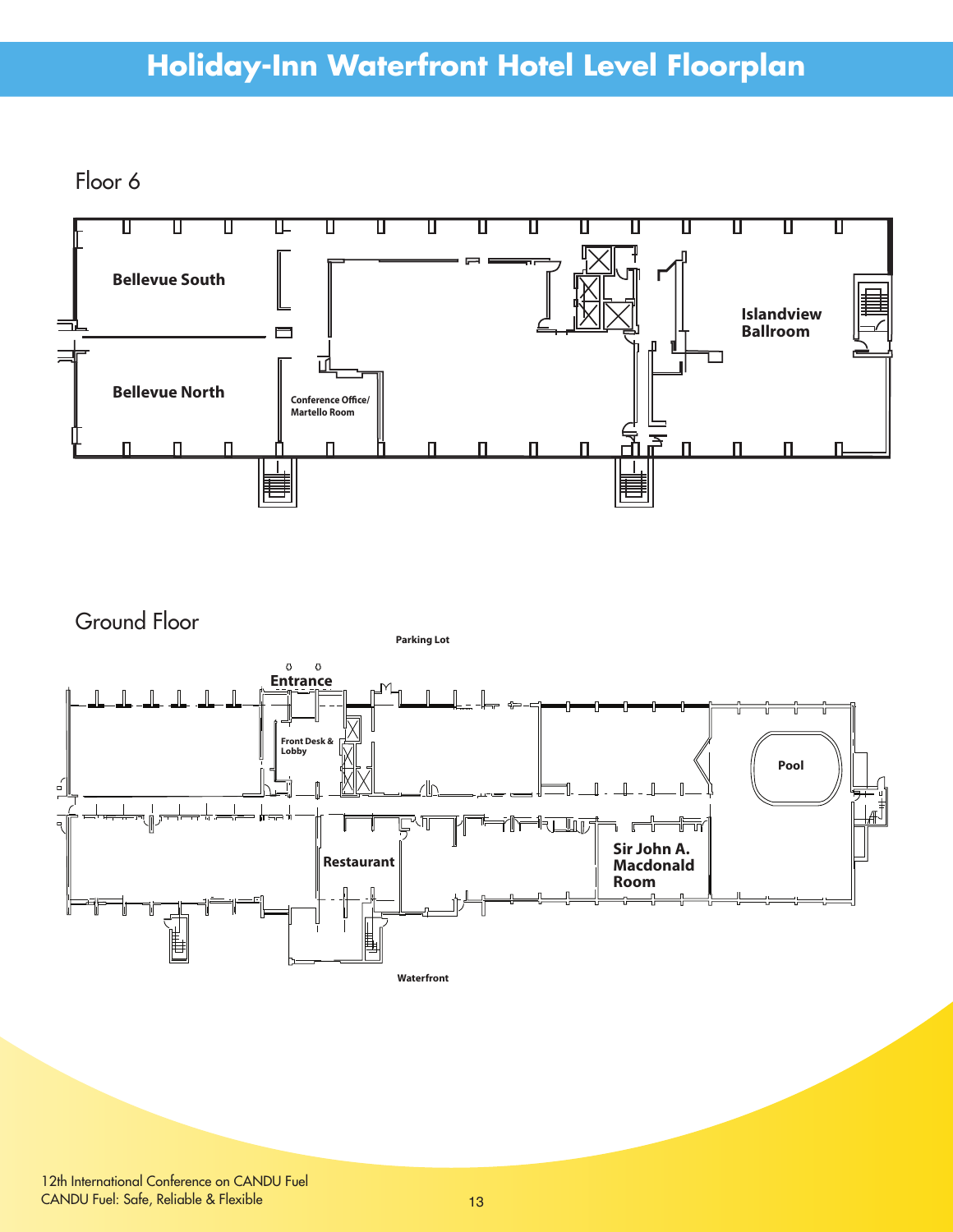# Holiday-Inn Waterfront Hotel Level Floorplan

## Floor 6

Bellevue South

Bellevue North

Conference Office/ Martello Room

Islandview Ballroom

## Ground Floor

Parking Lot

Entrance

Front Desk & Lobby

Pool

Restaurant

Sir John A. Macdonald Room

Waterfront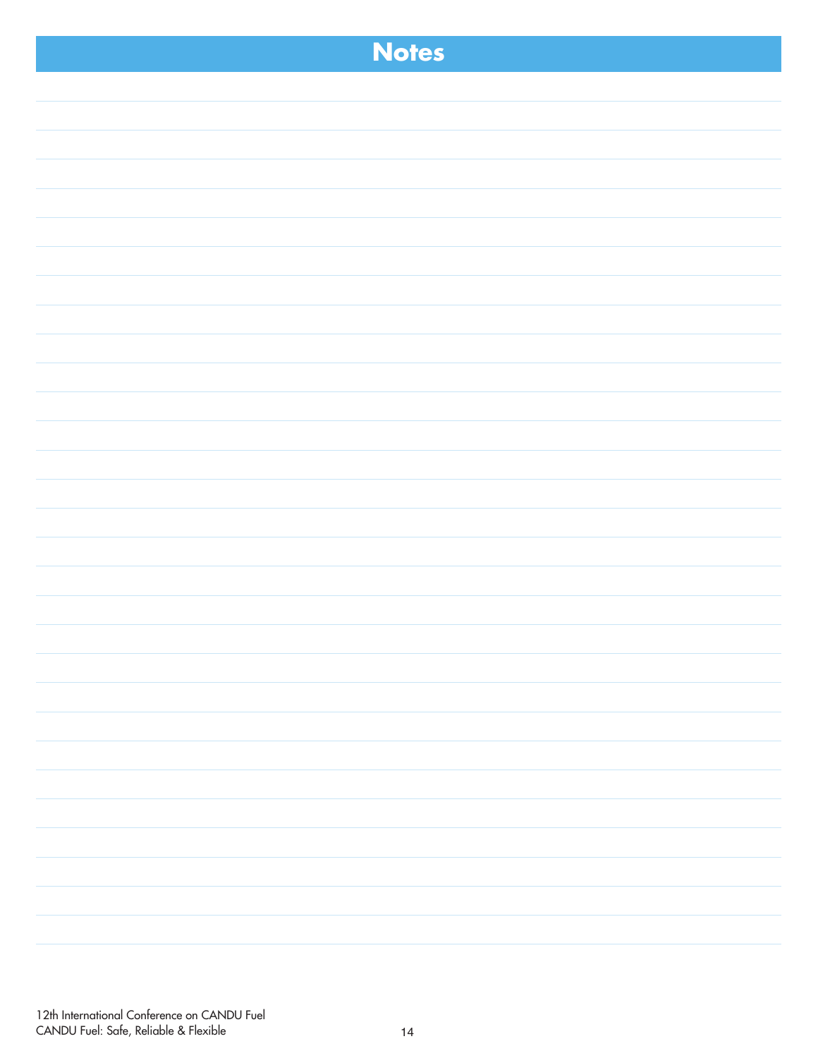# Notes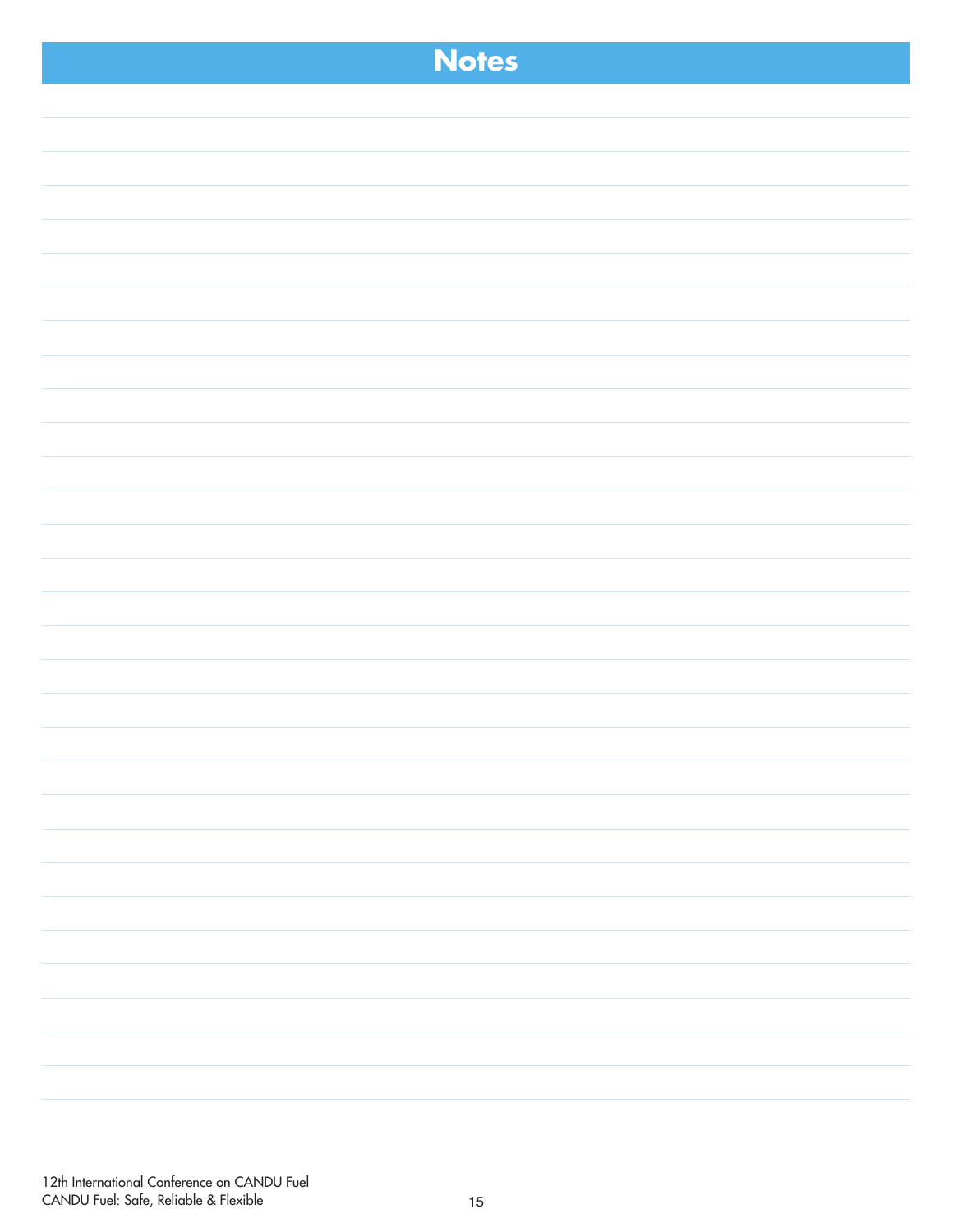# Notes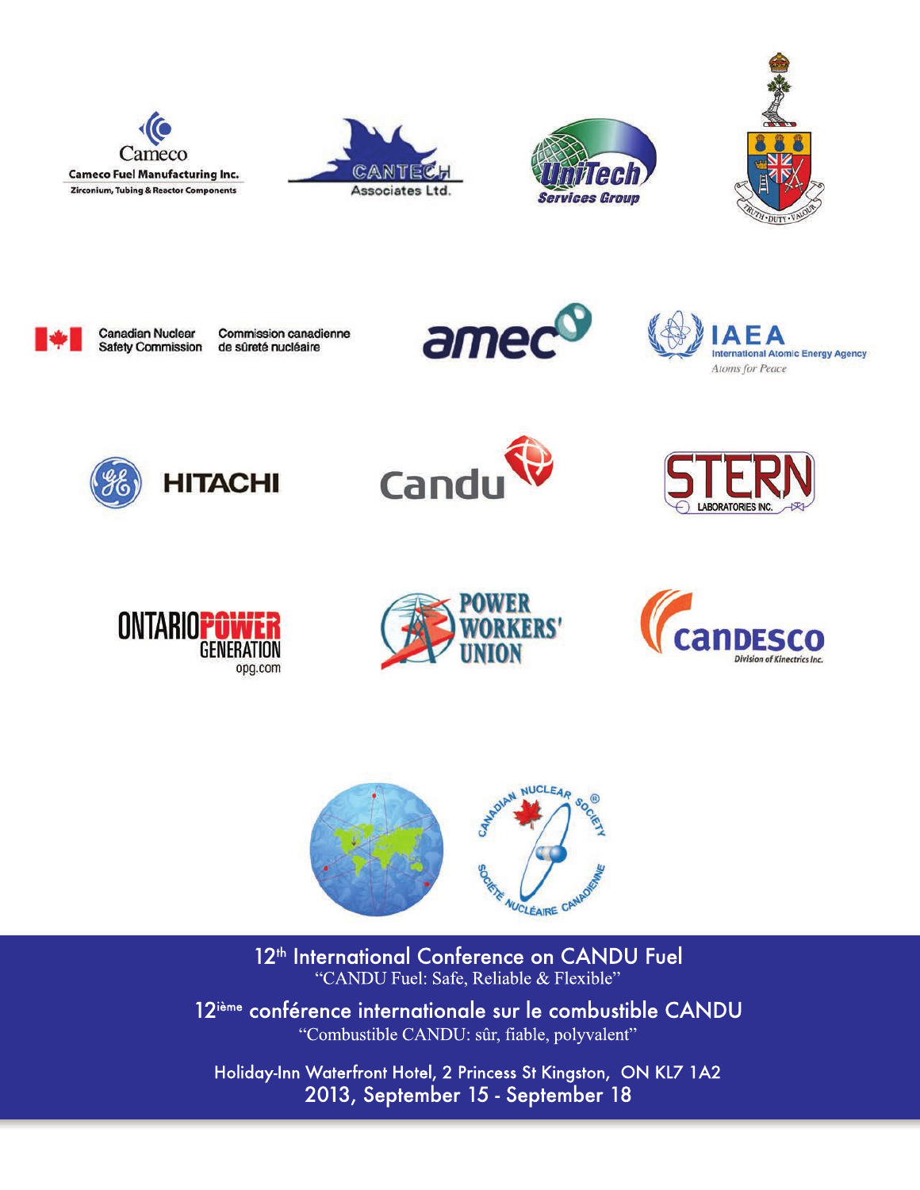Cameco

Cameco Fuel Manufacturing Inc.

Zirconium, Tubing & Reactor Components

CANTECH Associates Ltd.

UniTech Services Group

TRUTH • DUTY • VALOUR

Canadian Nuclear Safety Commission

Commission canadienne de sûreté nucléaire

amec

IAEA

International Atomic Energy Agency

Atoms for Peace

HITACHI

Candu

STERN LABORATORIES INC.

ONTARIOPOWER GENERATION

opg.com

POWER WORKERS' UNION

candesco

Division of Kinectrics Inc.

CANADIAN NUCLEAR SOCIETY

SOCIÉTÉ NUCLÉAIRE CANADIENNE

12th International Conference on CANDU Fuel

"CANDU Fuel: Safe, Reliable & Flexible"

12ième conférence internationale sur le combustible CANDU

"Combustible CANDU: sûr, fiable, polyvalent"

Holiday-Inn Waterfront Hotel, 2 Princess St Kingston, ON KL7 1A2

2013, September 15 - September 18